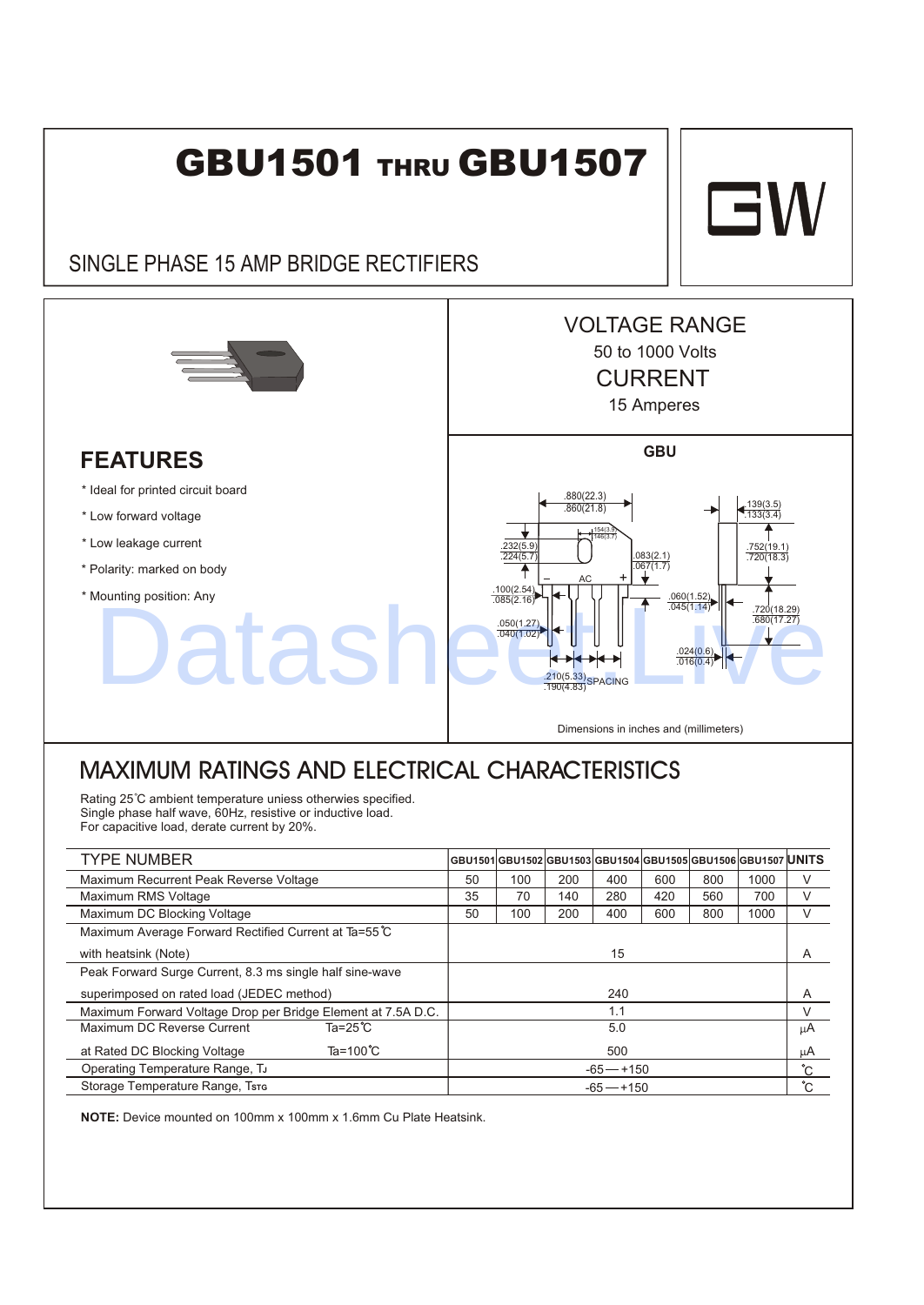# GBU1501 THRU GBU1507

GW

## SINGLE PHASE 15 AMP BRIDGE RECTIFIERS

VOLTAGE RANGE
50 to 1000 Volts
CURRENT
15 Amperes

## FEATURES

* Ideal for printed circuit board
* Low forward voltage
* Low leakage current
* Polarity: marked on body
* Mounting position: Any

GBU

.880(22.3)
.860(21.8)
.139(3.5)
.133(3.4)
.154(3.9)
.146(3.7)
.232(5.9)
.224(5.7)
.083(2.1)
.067(1.7)
.752(19.1)
.720(18.3)
− AC +
.100(2.54)
.085(2.16)
.060(1.52)
.045(1.14)
.720(18.29)
.680(17.27)
.050(1.27)
.040(1.02)
.024(0.6)
.016(0.4)
.210(5.33)
.190(4.83) SPACING

Dimensions in inches and (millimeters)

## MAXIMUM RATINGS AND ELECTRICAL CHARACTERISTICS

Rating 25℃ ambient temperature uniess otherwies specified.
Single phase half wave, 60Hz, resistive or inductive load.
For capacitive load, derate current by 20%.

| TYPE NUMBER | GBU1501 | GBU1502 | GBU1503 | GBU1504 | GBU1505 | GBU1506 | GBU1507 | UNITS |
|---|---|---|---|---|---|---|---|---|
| Maximum Recurrent Peak Reverse Voltage | 50 | 100 | 200 | 400 | 600 | 800 | 1000 | V |
| Maximum RMS Voltage | 35 | 70 | 140 | 280 | 420 | 560 | 700 | V |
| Maximum DC Blocking Voltage | 50 | 100 | 200 | 400 | 600 | 800 | 1000 | V |
| Maximum Average Forward Rectified Current at Ta=55℃ with heatsink (Note) | 15 | | | | | | | A |
| Peak Forward Surge Current, 8.3 ms single half sine-wave superimposed on rated load (JEDEC method) | 240 | | | | | | | A |
| Maximum Forward Voltage Drop per Bridge Element at 7.5A D.C. | 1.1 | | | | | | | V |
| Maximum DC Reverse Current Ta=25℃ | 5.0 | | | | | | | μA |
| at Rated DC Blocking Voltage Ta=100℃ | 500 | | | | | | | μA |
| Operating Temperature Range, $T_J$ | -65 — +150 | | | | | | | ℃ |
| Storage Temperature Range, $T_{STG}$ | -65 — +150 | | | | | | | ℃ |

**NOTE:** Device mounted on 100mm x 100mm x 1.6mm Cu Plate Heatsink.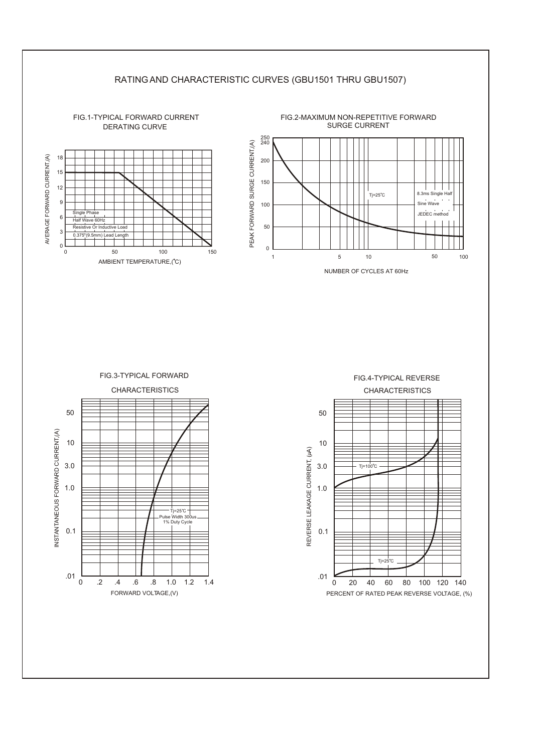# RATING AND CHARACTERISTIC CURVES (GBU1501 THRU GBU1507)

## FIG.1-TYPICAL FORWARD CURRENT DERATING CURVE

AVERAGE FORWARD CURRENT,(A)

18
15
12
9
6
3
0

0 50 100 150

AMBIENT TEMPERATURE,(℃)

Single Phase
Half Wave 60Hz
Resistive Or Inductive Load
0.375"(9.5mm) Lead Length

## FIG.2-MAXIMUM NON-REPETITIVE FORWARD SURGE CURRENT

PEAK FORWARD SURGE CURRENT,(A)

250
240
200
150
100
50
0

1 5 10 50 100

NUMBER OF CYCLES AT 60Hz

Tj=25℃

8.3ms Single Half
Sine Wave
JEDEC method

## FIG.3-TYPICAL FORWARD CHARACTERISTICS

INSTANTANEOUS FORWARD CURRENT,(A)

50
10
3.0
1.0
0.1
.01

0 .2 .4 .6 .8 1.0 1.2 1.4

FORWARD VOLTAGE,(V)

Tj=25℃
Pulse Width 300us
1% Duty Cycle

## FIG.4-TYPICAL REVERSE CHARACTERISTICS

REVERSE LEAKAGE CURRENT, (μA)

50
10
3.0
1.0
0.1
.01

0 20 40 60 80 100 120 140

PERCENT OF RATED PEAK REVERSE VOLTAGE, (%)

Tj=100℃

Tj=25℃